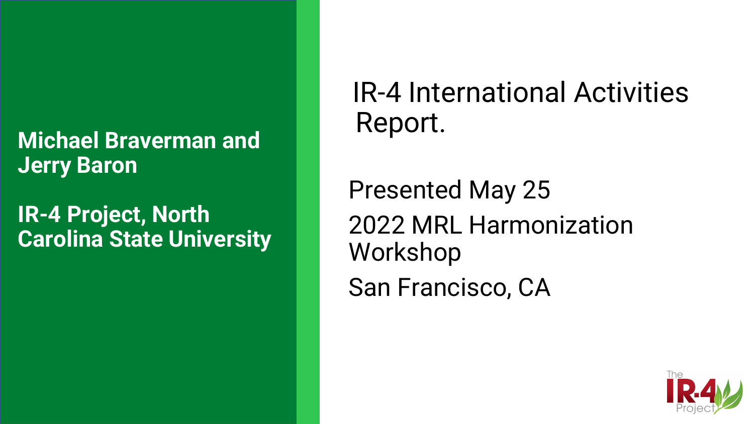# IR-4 International Activities Report.

**Michael Braverman and Jerry Baron**

**IR-4 Project, North Carolina State University**

Presented May 25

2022 MRL Harmonization Workshop

San Francisco, CA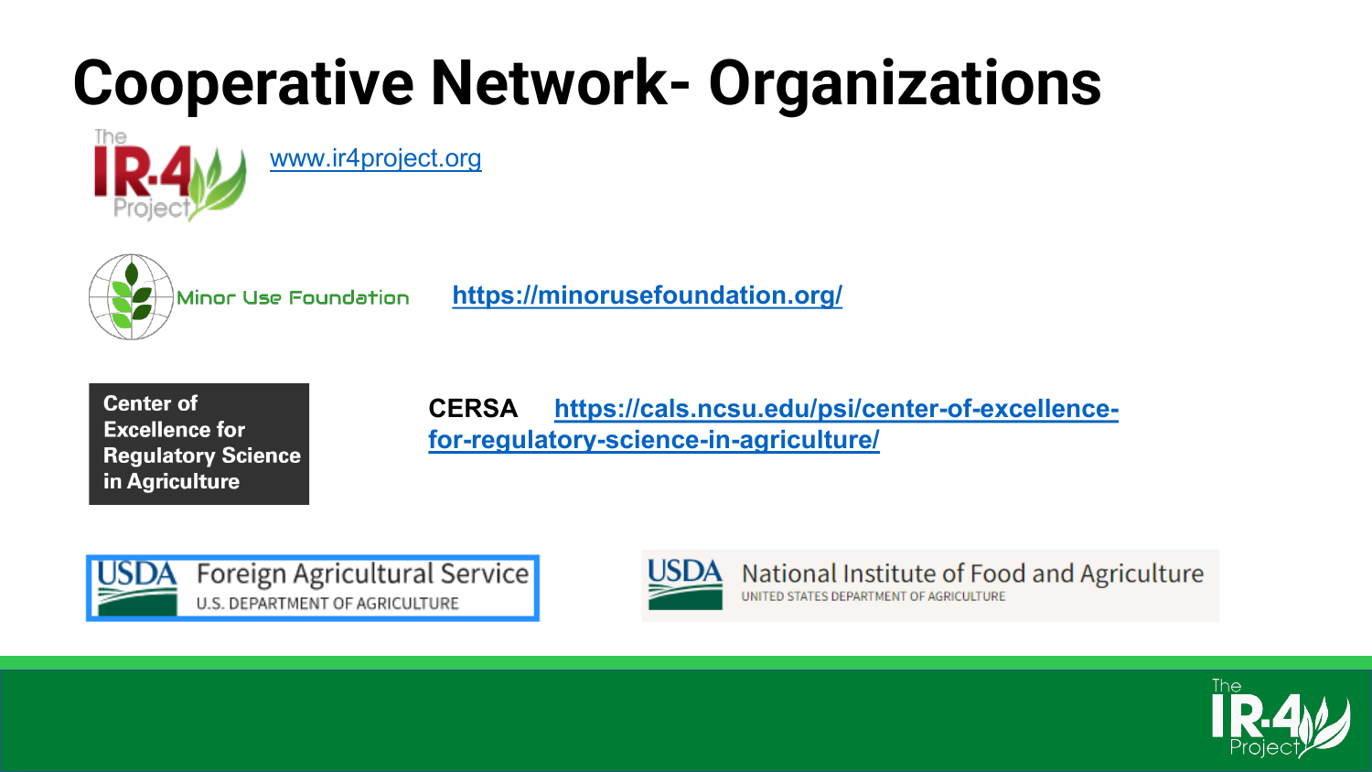# Cooperative Network- Organizations

The IR-4 Project — www.ir4project.org

Minor Use Foundation — https://minorusefoundation.org/

Center of Excellence for Regulatory Science in Agriculture

CERSA https://cals.ncsu.edu/psi/center-of-excellence-for-regulatory-science-in-agriculture/

USDA Foreign Agricultural Service
U.S. DEPARTMENT OF AGRICULTURE

USDA National Institute of Food and Agriculture
UNITED STATES DEPARTMENT OF AGRICULTURE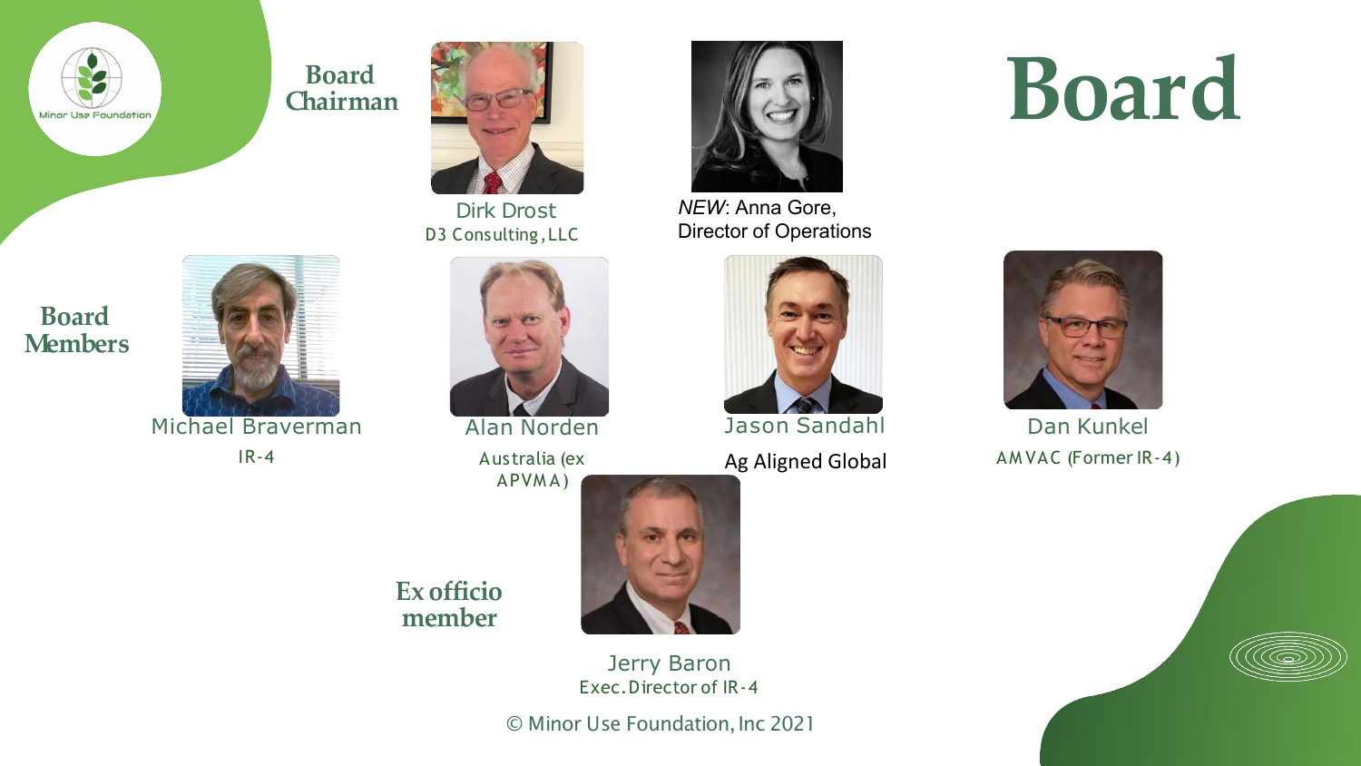# Board

## Board Chairman

Dirk Drost
D3 Consulting, LLC

*NEW*: Anna Gore, Director of Operations

## Board Members

Michael Braverman
IR-4

Alan Norden
Australia (ex APVMA)

Jason Sandahl
Ag Aligned Global

Dan Kunkel
AMVAC (Former IR-4)

## Ex officio member

Jerry Baron
Exec. Director of IR-4

© Minor Use Foundation, Inc 2021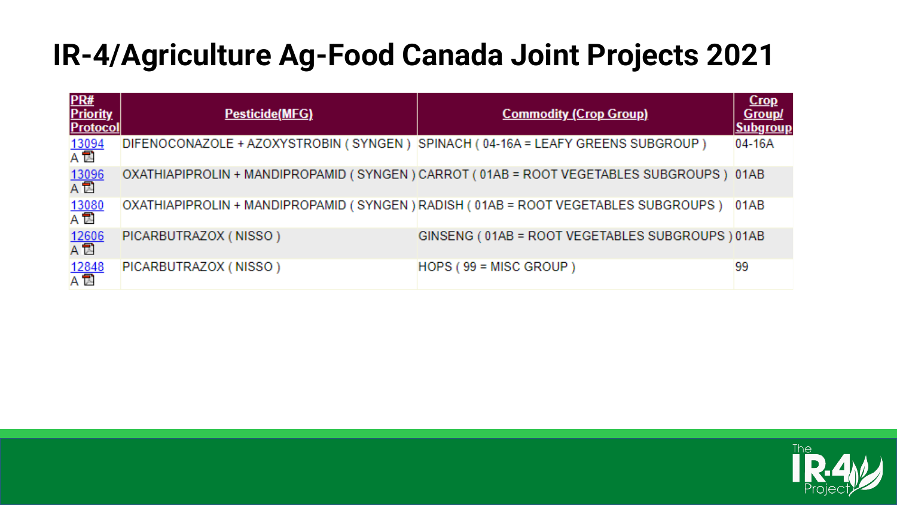# IR-4/Agriculture Ag-Food Canada Joint Projects 2021

| PR# Priority Protocol | Pesticide(MFG) | Commodity (Crop Group) | Crop Group/ Subgroup |
|---|---|---|---|
| 13094 A | DIFENOCONAZOLE + AZOXYSTROBIN ( SYNGEN ) | SPINACH ( 04-16A = LEAFY GREENS SUBGROUP ) | 04-16A |
| 13096 A | OXATHIAPIPROLIN + MANDIPROPAMID ( SYNGEN ) | CARROT ( 01AB = ROOT VEGETABLES SUBGROUPS ) | 01AB |
| 13080 A | OXATHIAPIPROLIN + MANDIPROPAMID ( SYNGEN ) | RADISH ( 01AB = ROOT VEGETABLES SUBGROUPS ) | 01AB |
| 12606 A | PICARBUTRAZOX ( NISSO ) | GINSENG ( 01AB = ROOT VEGETABLES SUBGROUPS ) | 01AB |
| 12848 A | PICARBUTRAZOX ( NISSO ) | HOPS ( 99 = MISC GROUP ) | 99 |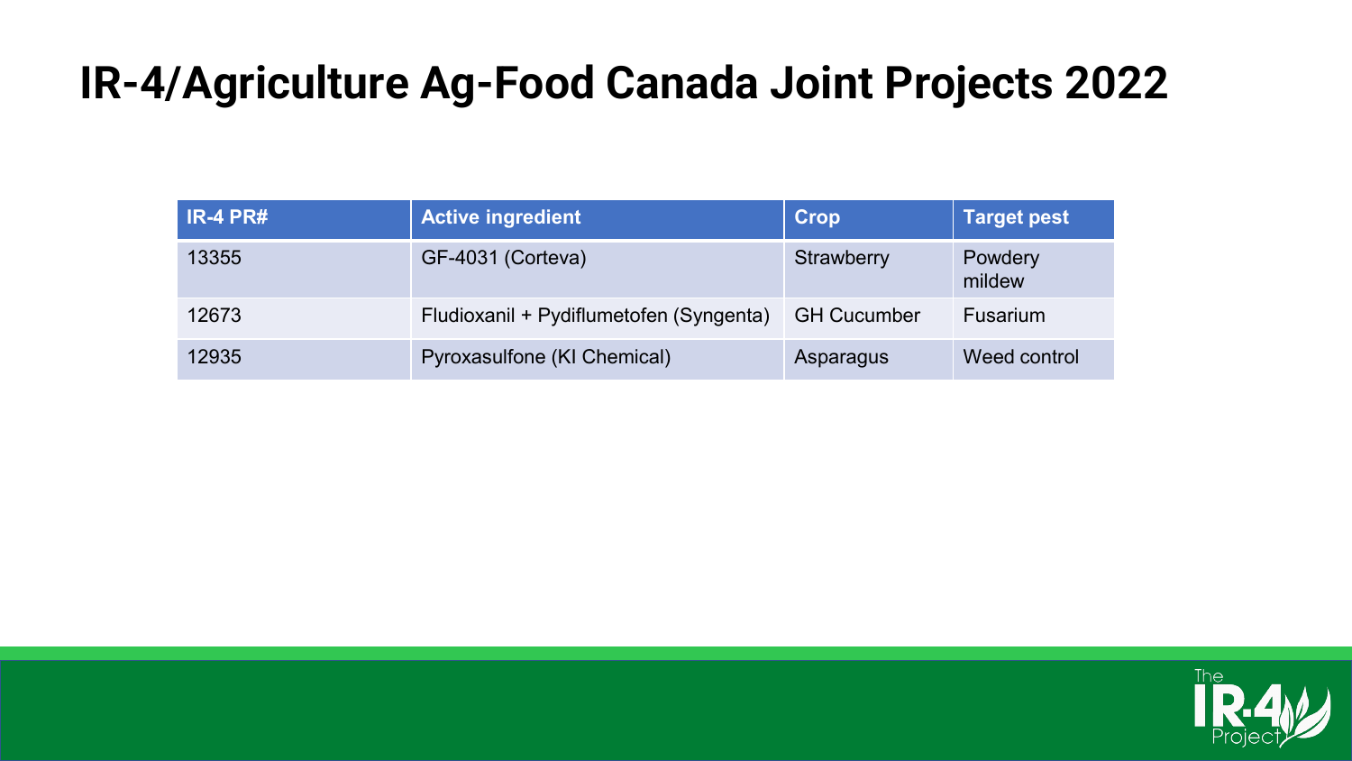# IR-4/Agriculture Ag-Food Canada Joint Projects 2022

| IR-4 PR# | Active ingredient | Crop | Target pest |
| --- | --- | --- | --- |
| 13355 | GF-4031 (Corteva) | Strawberry | Powdery mildew |
| 12673 | Fludioxanil + Pydiflumetofen (Syngenta) | GH Cucumber | Fusarium |
| 12935 | Pyroxasulfone (KI Chemical) | Asparagus | Weed control |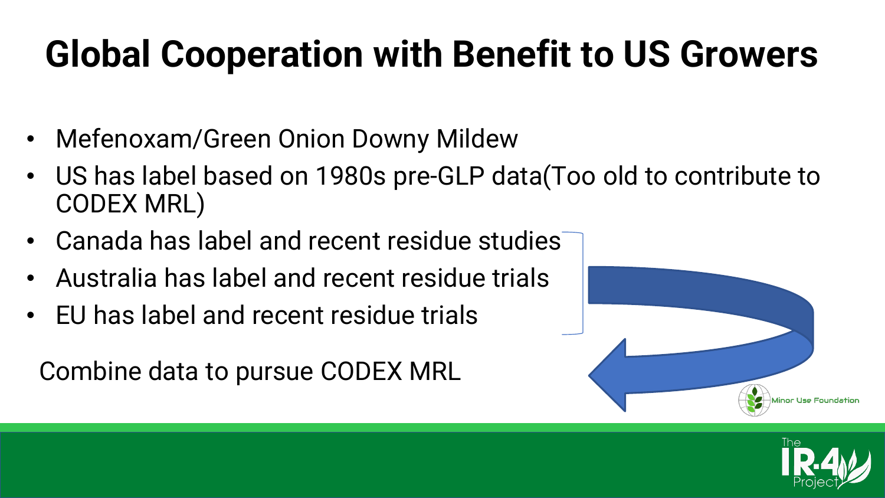# Global Cooperation with Benefit to US Growers

- Mefenoxam/Green Onion Downy Mildew
- US has label based on 1980s pre-GLP data(Too old to contribute to CODEX MRL)
- Canada has label and recent residue studies
- Australia has label and recent residue trials
- EU has label and recent residue trials

Combine data to pursue CODEX MRL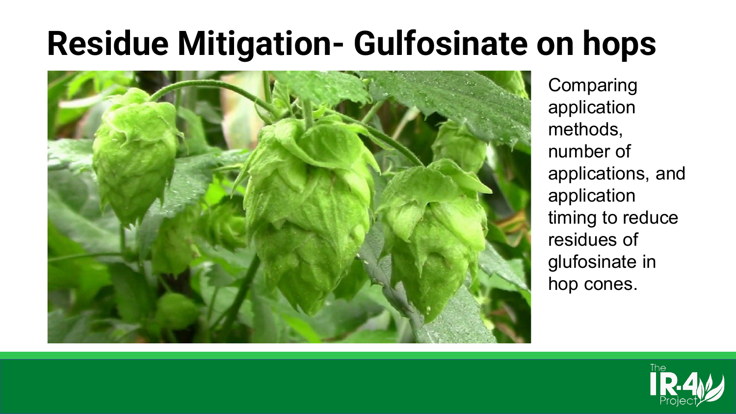# Residue Mitigation- Gulfosinate on hops

Comparing application methods, number of applications, and application timing to reduce residues of glufosinate in hop cones.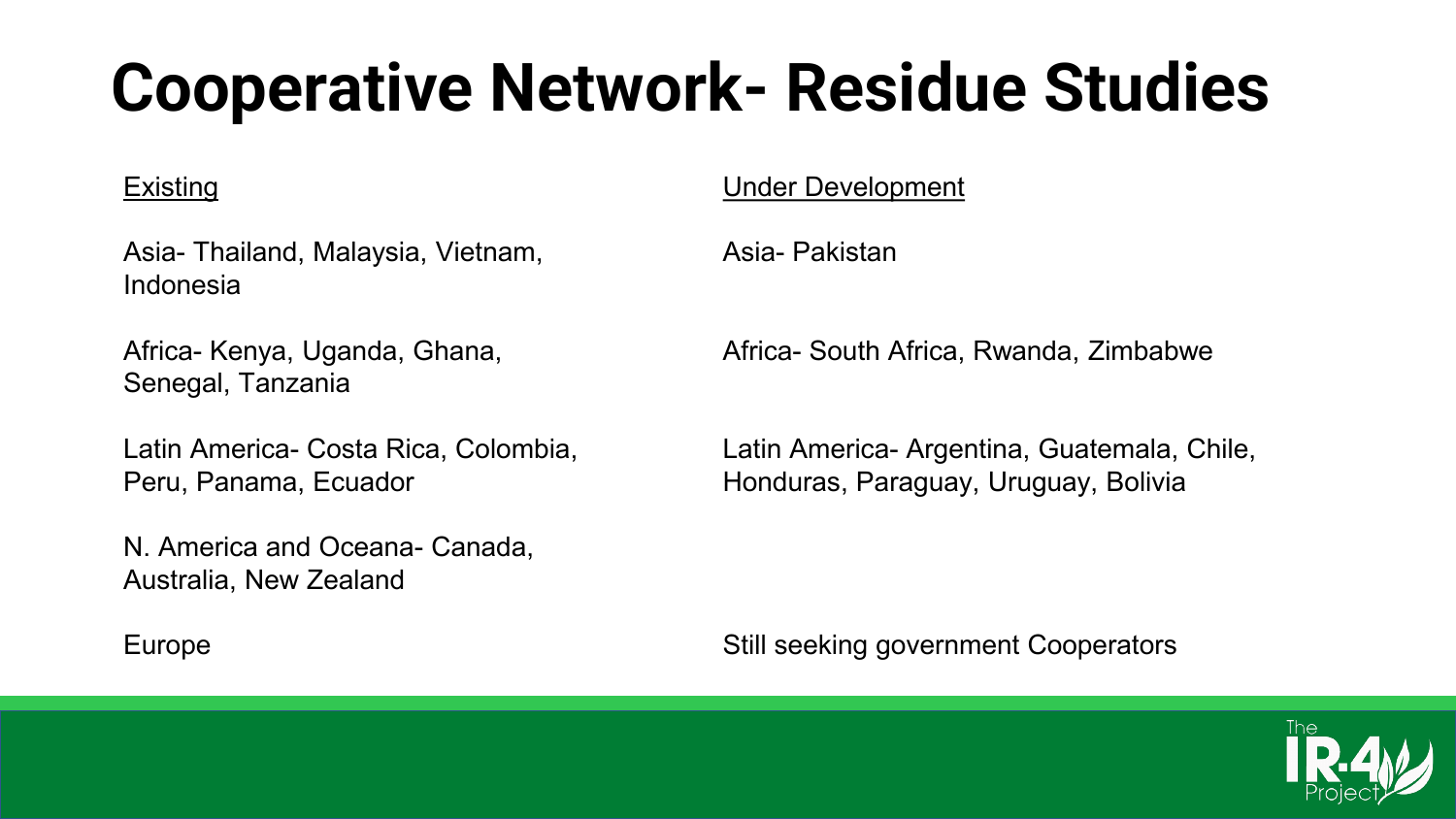# Cooperative Network- Residue Studies

<u>Existing</u>

Asia- Thailand, Malaysia, Vietnam, Indonesia

Africa- Kenya, Uganda, Ghana, Senegal, Tanzania

Latin America- Costa Rica, Colombia, Peru, Panama, Ecuador

N. America and Oceana- Canada, Australia, New Zealand

Europe

<u>Under Development</u>

Asia- Pakistan

Africa- South Africa, Rwanda, Zimbabwe

Latin America- Argentina, Guatemala, Chile, Honduras, Paraguay, Uruguay, Bolivia

Still seeking government Cooperators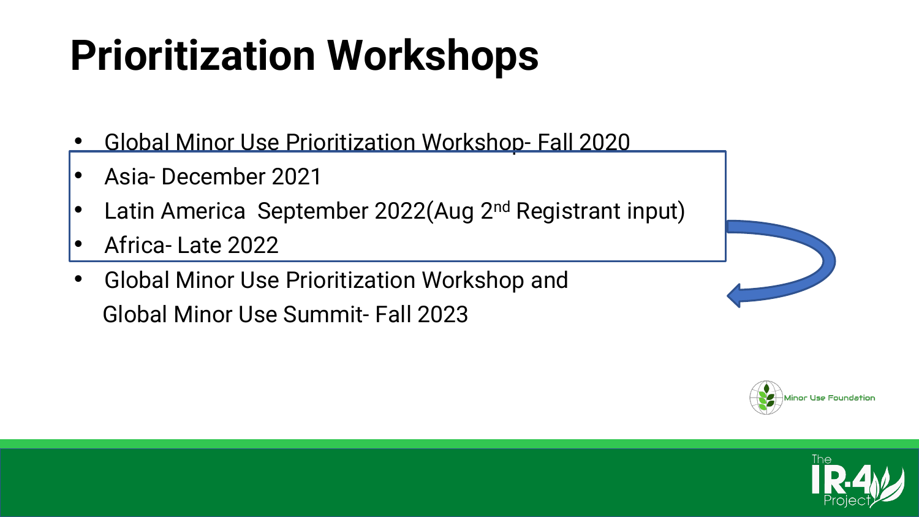# Prioritization Workshops

- Global Minor Use Prioritization Workshop- Fall 2020
- Asia- December 2021
- Latin America September 2022(Aug 2nd Registrant input)
- Africa- Late 2022
- Global Minor Use Prioritization Workshop and Global Minor Use Summit- Fall 2023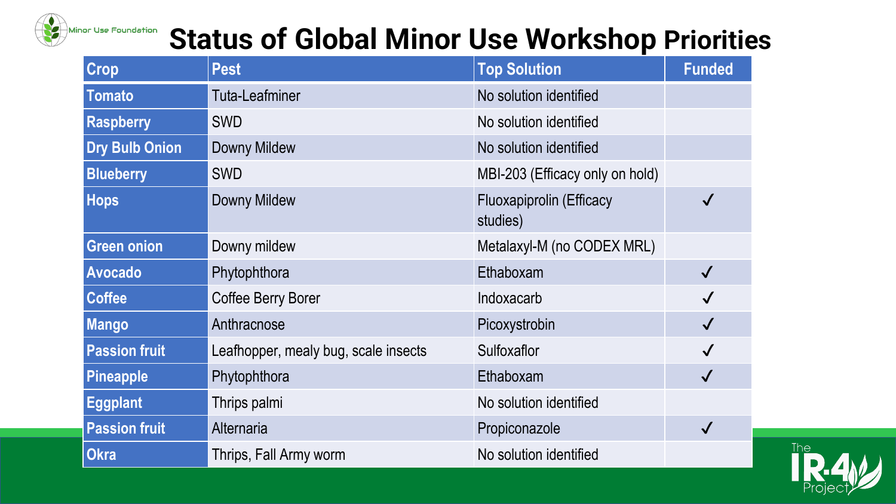# Status of Global Minor Use Workshop Priorities

| Crop | Pest | Top Solution | Funded |
|---|---|---|---|
| Tomato | Tuta-Leafminer | No solution identified | |
| Raspberry | SWD | No solution identified | |
| Dry Bulb Onion | Downy Mildew | No solution identified | |
| Blueberry | SWD | MBI-203 (Efficacy only on hold) | |
| Hops | Downy Mildew | Fluoxapiprolin (Efficacy studies) | ✓ |
| Green onion | Downy mildew | Metalaxyl-M (no CODEX MRL) | |
| Avocado | Phytophthora | Ethaboxam | ✓ |
| Coffee | Coffee Berry Borer | Indoxacarb | ✓ |
| Mango | Anthracnose | Picoxystrobin | ✓ |
| Passion fruit | Leafhopper, mealy bug, scale insects | Sulfoxaflor | ✓ |
| Pineapple | Phytophthora | Ethaboxam | ✓ |
| Eggplant | Thrips palmi | No solution identified | |
| Passion fruit | Alternaria | Propiconazole | ✓ |
| Okra | Thrips, Fall Army worm | No solution identified | |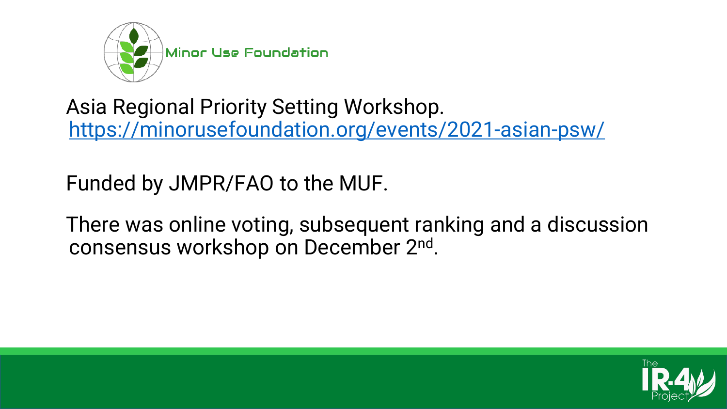Minor Use Foundation

Asia Regional Priority Setting Workshop.
https://minorusefoundation.org/events/2021-asian-psw/

Funded by JMPR/FAO to the MUF.

There was online voting, subsequent ranking and a discussion consensus workshop on December 2nd.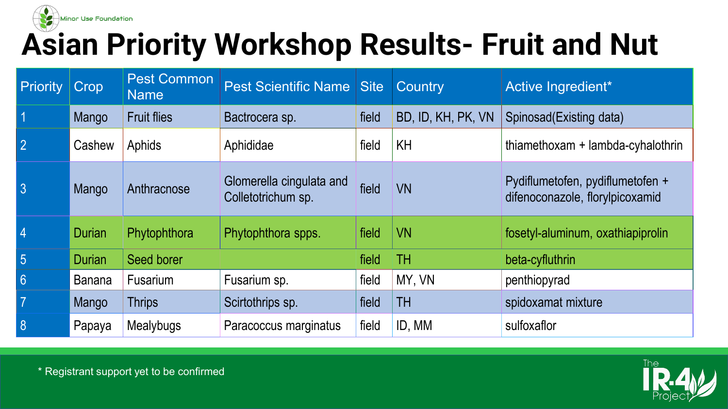Minor Use Foundation

# Asian Priority Workshop Results- Fruit and Nut

| Priority | Crop | Pest Common Name | Pest Scientific Name | Site | Country | Active Ingredient* |
|---|---|---|---|---|---|---|
| 1 | Mango | Fruit flies | Bactrocera sp. | field | BD, ID, KH, PK, VN | Spinosad(Existing data) |
| 2 | Cashew | Aphids | Aphididae | field | KH | thiamethoxam + lambda-cyhalothrin |
| 3 | Mango | Anthracnose | Glomerella cingulata and Colletotrichum sp. | field | VN | Pydiflumetofen, pydiflumetofen + difenoconazole, florylpicoxamid |
| 4 | Durian | Phytophthora | Phytophthora spps. | field | VN | fosetyl-aluminum, oxathiapiprolin |
| 5 | Durian | Seed borer | | field | TH | beta-cyfluthrin |
| 6 | Banana | Fusarium | Fusarium sp. | field | MY, VN | penthiopyrad |
| 7 | Mango | Thrips | Scirtothrips sp. | field | TH | spidoxamat mixture |
| 8 | Papaya | Mealybugs | Paracoccus marginatus | field | ID, MM | sulfoxaflor |

* Registrant support yet to be confirmed

The IR-4 Project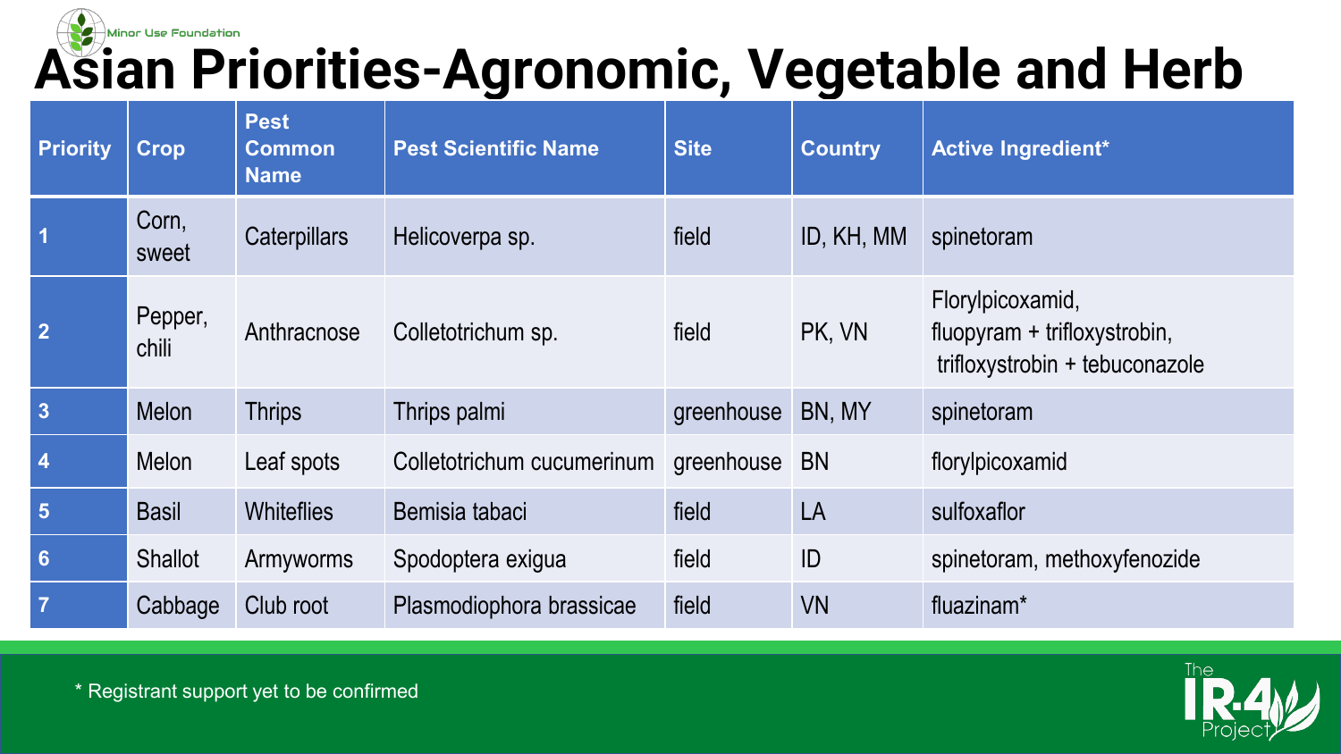Minor Use Foundation

# Asian Priorities-Agronomic, Vegetable and Herb

| Priority | Crop | Pest Common Name | Pest Scientific Name | Site | Country | Active Ingredient* |
|---|---|---|---|---|---|---|
| 1 | Corn, sweet | Caterpillars | Helicoverpa sp. | field | ID, KH, MM | spinetoram |
| 2 | Pepper, chili | Anthracnose | Colletotrichum sp. | field | PK, VN | Florylpicoxamid, fluopyram + trifloxystrobin, trifloxystrobin + tebuconazole |
| 3 | Melon | Thrips | Thrips palmi | greenhouse | BN, MY | spinetoram |
| 4 | Melon | Leaf spots | Colletotrichum cucumerinum | greenhouse | BN | florylpicoxamid |
| 5 | Basil | Whiteflies | Bemisia tabaci | field | LA | sulfoxaflor |
| 6 | Shallot | Armyworms | Spodoptera exigua | field | ID | spinetoram, methoxyfenozide |
| 7 | Cabbage | Club root | Plasmodiophora brassicae | field | VN | fluazinam* |

* Registrant support yet to be confirmed

The IR-4 Project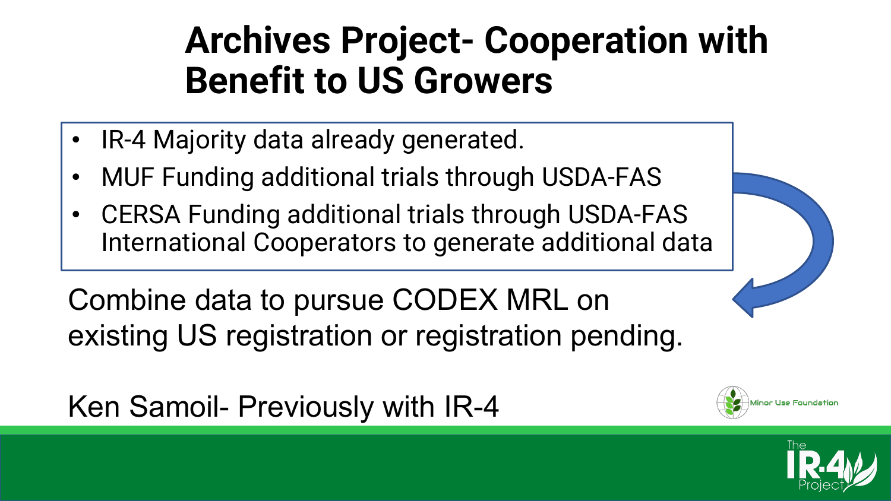# Archives Project- Cooperation with Benefit to US Growers

- IR-4 Majority data already generated.
- MUF Funding additional trials through USDA-FAS
- CERSA Funding additional trials through USDA-FAS International Cooperators to generate additional data

Combine data to pursue CODEX MRL on existing US registration or registration pending.

Ken Samoil- Previously with IR-4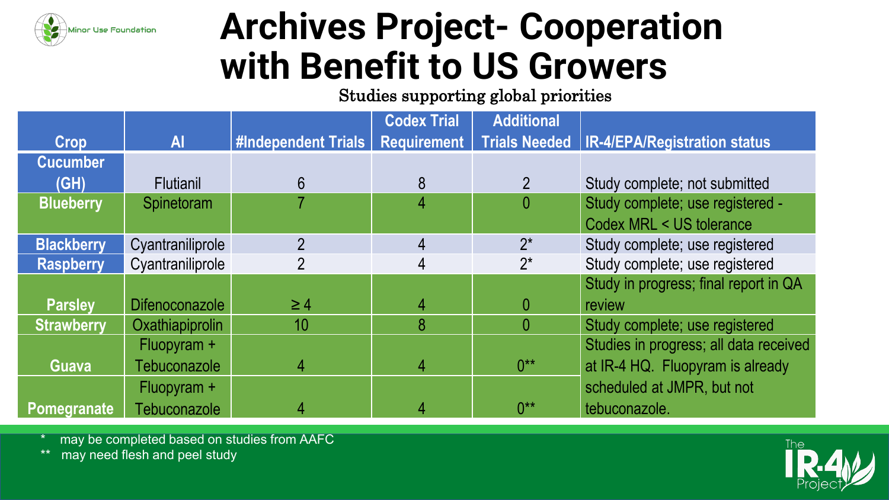# Archives Project- Cooperation with Benefit to US Growers

Studies supporting global priorities

| Crop | AI | #Independent Trials | Codex Trial Requirement | Additional Trials Needed | IR-4/EPA/Registration status |
|---|---|---|---|---|---|
| Cucumber (GH) | Flutianil | 6 | 8 | 2 | Study complete; not submitted |
| Blueberry | Spinetoram | 7 | 4 | 0 | Study complete; use registered - Codex MRL < US tolerance |
| Blackberry | Cyantraniliprole | 2 | 4 | 2* | Study complete; use registered |
| Raspberry | Cyantraniliprole | 2 | 4 | 2* | Study complete; use registered |
| Parsley | Difenoconazole | ≥ 4 | 4 | 0 | Study in progress; final report in QA review |
| Strawberry | Oxathiapiprolin | 10 | 8 | 0 | Study complete; use registered |
| Guava | Fluopyram + Tebuconazole | 4 | 4 | 0** | Studies in progress; all data received at IR-4 HQ. Fluopyram is already scheduled at JMPR, but not tebuconazole. |
| Pomegranate | Fluopyram + Tebuconazole | 4 | 4 | 0** | |

\* may be completed based on studies from AAFC

\*\* may need flesh and peel study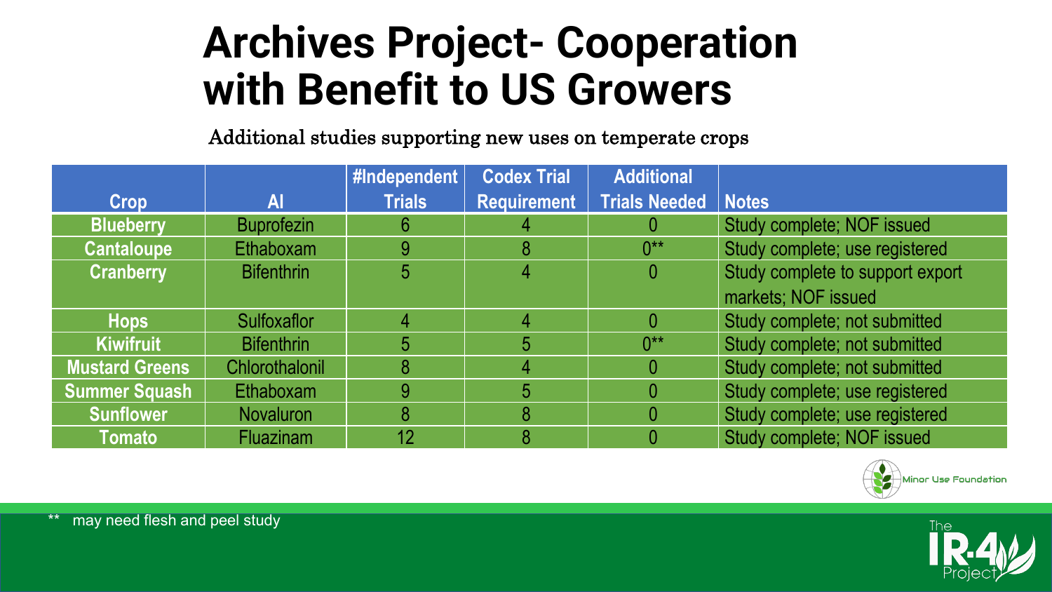# Archives Project- Cooperation with Benefit to US Growers

Additional studies supporting new uses on temperate crops

| Crop | AI | #Independent Trials | Codex Trial Requirement | Additional Trials Needed | Notes |
|---|---|---|---|---|---|
| Blueberry | Buprofezin | 6 | 4 | 0 | Study complete; NOF issued |
| Cantaloupe | Ethaboxam | 9 | 8 | 0** | Study complete; use registered |
| Cranberry | Bifenthrin | 5 | 4 | 0 | Study complete to support export markets; NOF issued |
| Hops | Sulfoxaflor | 4 | 4 | 0 | Study complete; not submitted |
| Kiwifruit | Bifenthrin | 5 | 5 | 0** | Study complete; not submitted |
| Mustard Greens | Chlorothalonil | 8 | 4 | 0 | Study complete; not submitted |
| Summer Squash | Ethaboxam | 9 | 5 | 0 | Study complete; use registered |
| Sunflower | Novaluron | 8 | 8 | 0 | Study complete; use registered |
| Tomato | Fluazinam | 12 | 8 | 0 | Study complete; NOF issued |

** may need flesh and peel study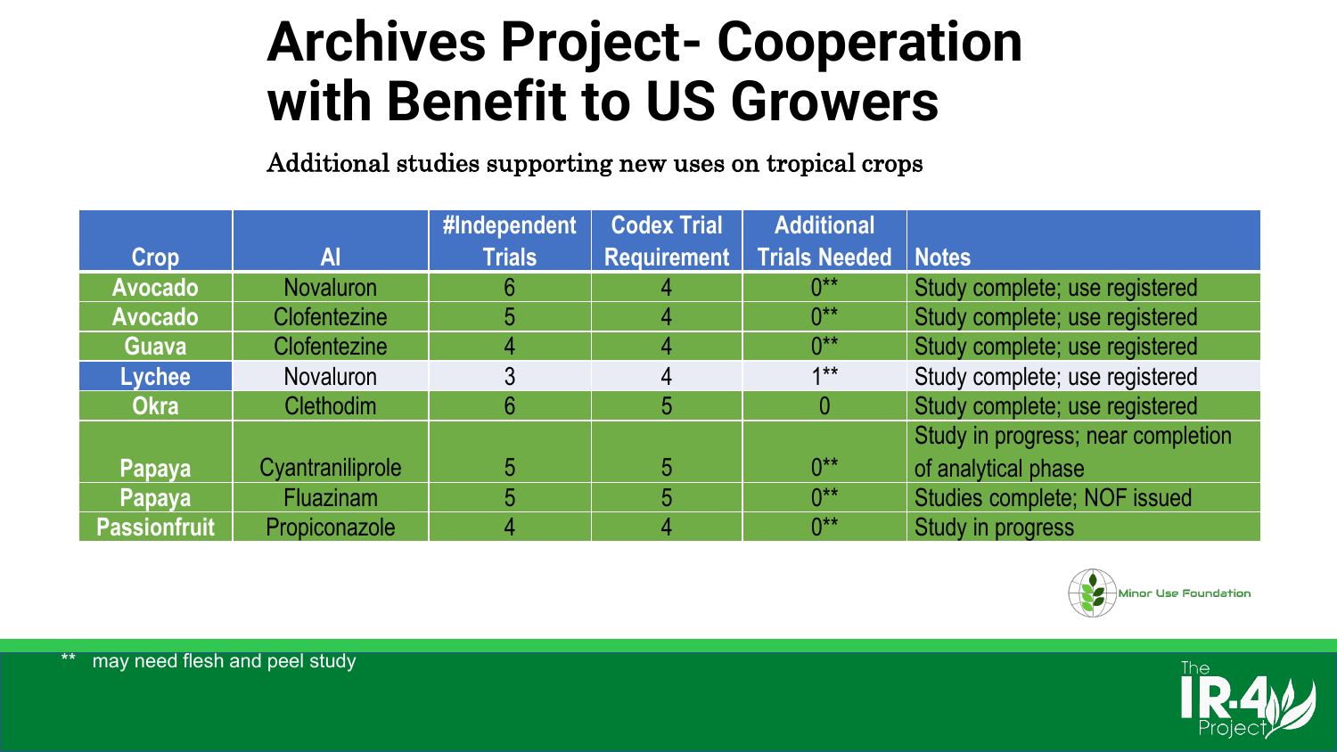# Archives Project- Cooperation with Benefit to US Growers

Additional studies supporting new uses on tropical crops

| Crop | AI | #Independent Trials | Codex Trial Requirement | Additional Trials Needed | Notes |
|---|---|---|---|---|---|
| Avocado | Novaluron | 6 | 4 | 0** | Study complete; use registered |
| Avocado | Clofentezine | 5 | 4 | 0** | Study complete; use registered |
| Guava | Clofentezine | 4 | 4 | 0** | Study complete; use registered |
| Lychee | Novaluron | 3 | 4 | 1** | Study complete; use registered |
| Okra | Clethodim | 6 | 5 | 0 | Study complete; use registered |
| Papaya | Cyantraniliprole | 5 | 5 | 0** | Study in progress; near completion of analytical phase |
| Papaya | Fluazinam | 5 | 5 | 0** | Studies complete; NOF issued |
| Passionfruit | Propiconazole | 4 | 4 | 0** | Study in progress |

Minor Use Foundation

** may need flesh and peel study

The IR-4 Project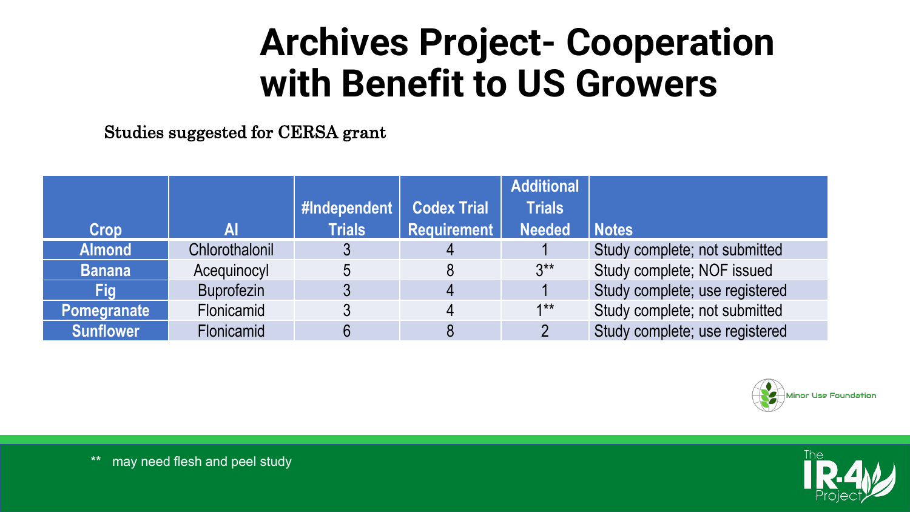# Archives Project- Cooperation with Benefit to US Growers

Studies suggested for CERSA grant

| Crop | AI | #Independent Trials | Codex Trial Requirement | Additional Trials Needed | Notes |
|---|---|---|---|---|---|
| Almond | Chlorothalonil | 3 | 4 | 1 | Study complete; not submitted |
| Banana | Acequinocyl | 5 | 8 | 3** | Study complete; NOF issued |
| Fig | Buprofezin | 3 | 4 | 1 | Study complete; use registered |
| Pomegranate | Flonicamid | 3 | 4 | 1** | Study complete; not submitted |
| Sunflower | Flonicamid | 6 | 8 | 2 | Study complete; use registered |

Minor Use Foundation

** may need flesh and peel study

The IR-4 Project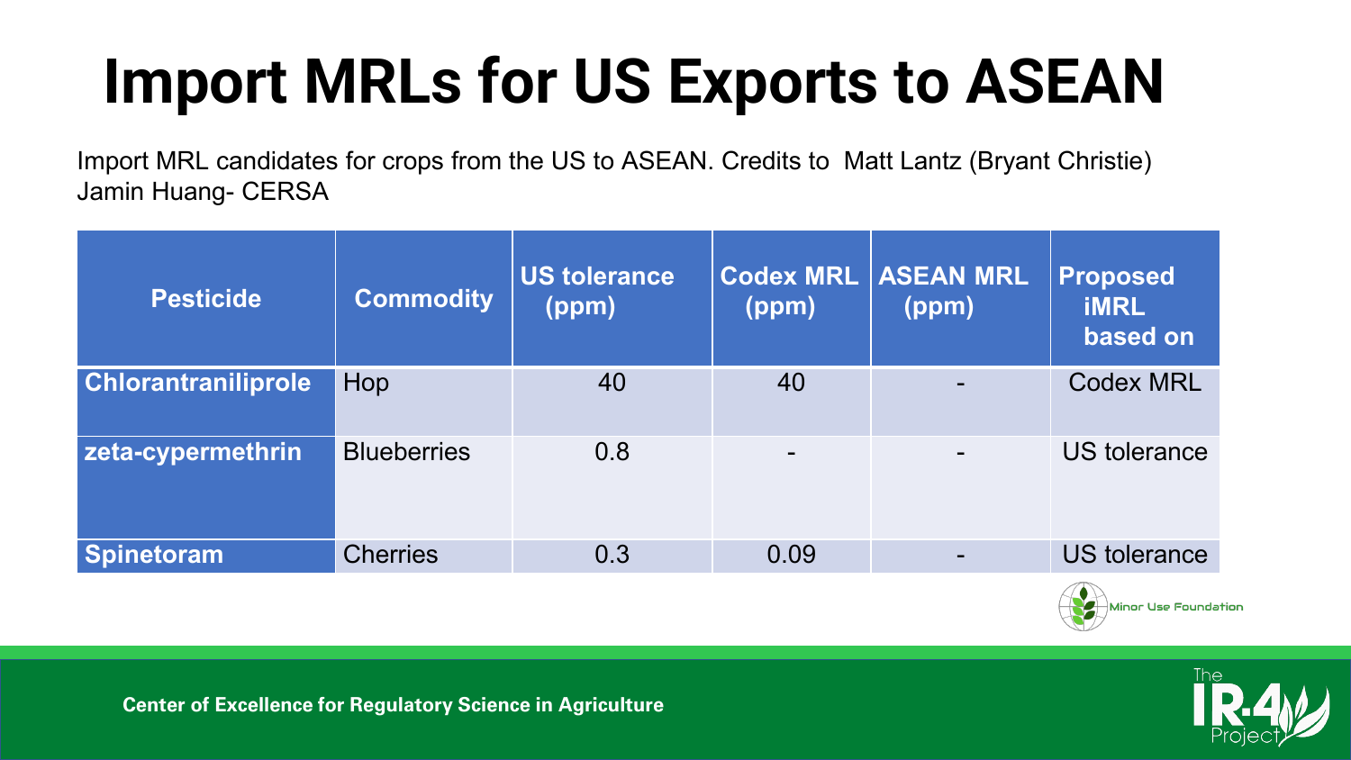# Import MRLs for US Exports to ASEAN

Import MRL candidates for crops from the US to ASEAN. Credits to Matt Lantz (Bryant Christie) Jamin Huang- CERSA

| Pesticide | Commodity | US tolerance (ppm) | Codex MRL (ppm) | ASEAN MRL (ppm) | Proposed iMRL based on |
|---|---|---|---|---|---|
| Chlorantraniliprole | Hop | 40 | 40 | - | Codex MRL |
| zeta-cypermethrin | Blueberries | 0.8 | - | - | US tolerance |
| Spinetoram | Cherries | 0.3 | 0.09 | - | US tolerance |

Minor Use Foundation

Center of Excellence for Regulatory Science in Agriculture

The IR-4 Project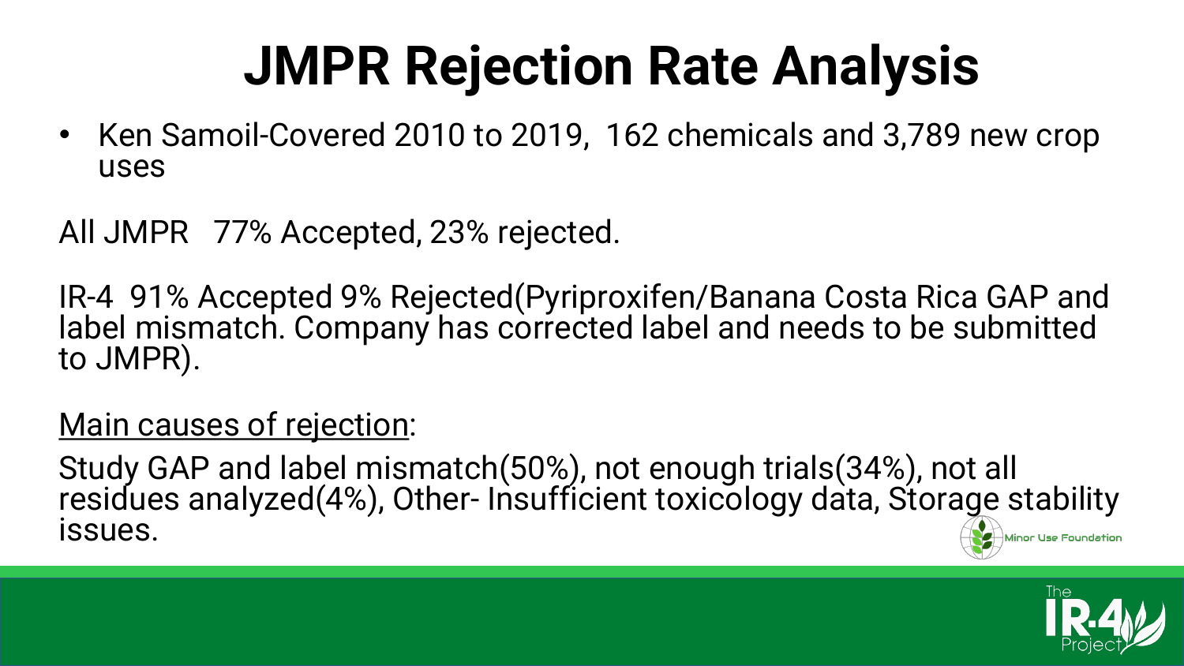# JMPR Rejection Rate Analysis

- Ken Samoil-Covered 2010 to 2019, 162 chemicals and 3,789 new crop uses

All JMPR 77% Accepted, 23% rejected.

IR-4 91% Accepted 9% Rejected(Pyriproxifen/Banana Costa Rica GAP and label mismatch. Company has corrected label and needs to be submitted to JMPR).

<u>Main causes of rejection</u>:

Study GAP and label mismatch(50%), not enough trials(34%), not all residues analyzed(4%), Other- Insufficient toxicology data, Storage stability issues.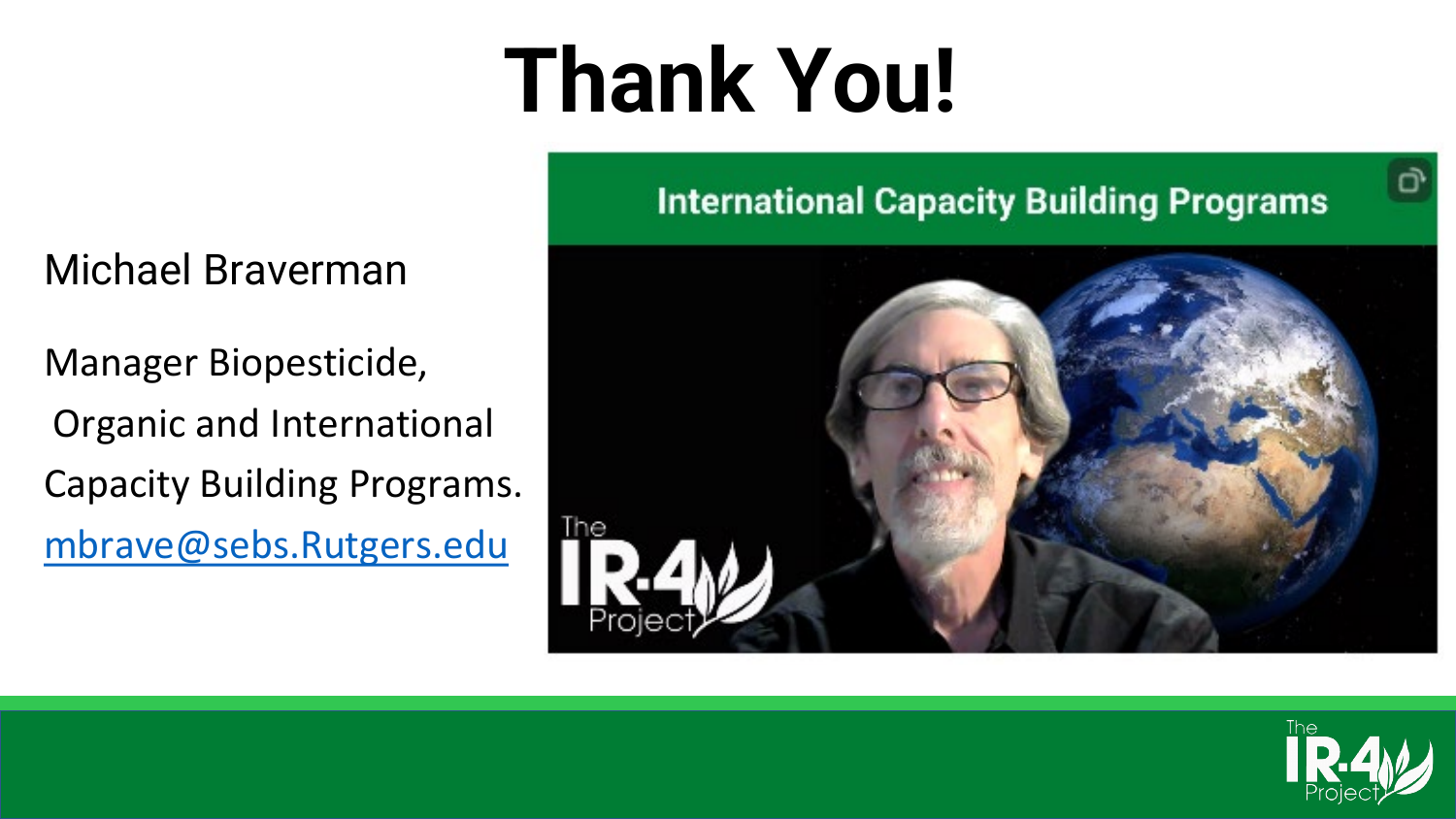# Thank You!

Michael Braverman

Manager Biopesticide, Organic and International Capacity Building Programs.

mbrave@sebs.Rutgers.edu